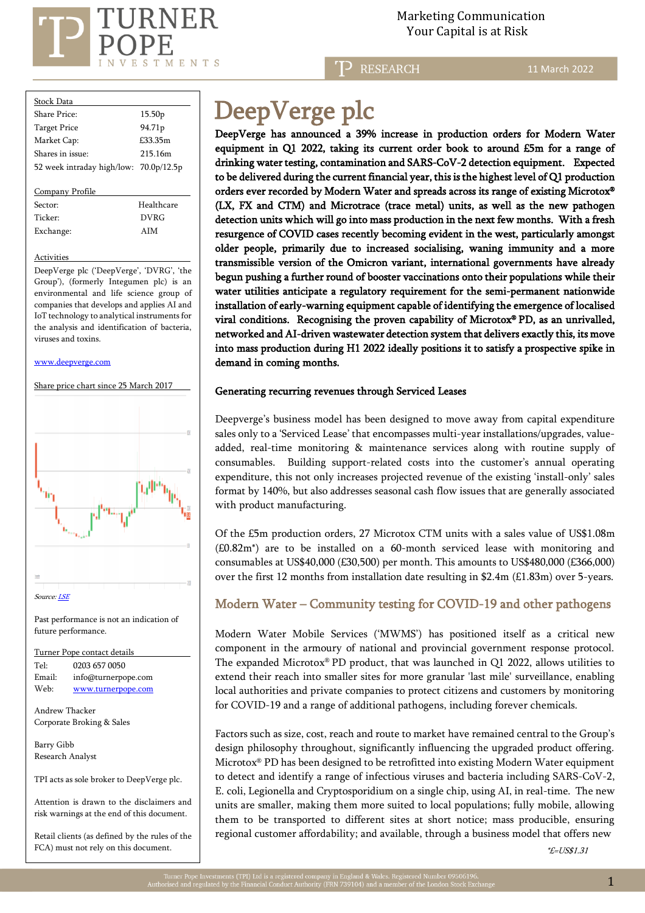Marketing Communication
Your Capital is at Risk

RESEARCH — 11 March 2022

| Stock Data | |
|---|---|
| Share Price: | 15.50p |
| Target Price | 94.71p |
| Market Cap: | £33.35m |
| Shares in issue: | 215.16m |
| 52 week intraday high/low: | 70.0p/12.5p |

| Company Profile | |
|---|---|
| Sector: | Healthcare |
| Ticker: | DVRG |
| Exchange: | AIM |

Activities

DeepVerge plc ('DeepVerge', 'DVRG', 'the Group'), (formerly Integumen plc) is an environmental and life science group of companies that develops and applies AI and IoT technology to analytical instruments for the analysis and identification of bacteria, viruses and toxins.

www.deepverge.com

Share price chart since 25 March 2017

Source: LSE

Past performance is not an indication of future performance.

Turner Pope contact details

Tel: 0203 657 0050
Email: info@turnerpope.com
Web: www.turnerpope.com

Andrew Thacker
Corporate Broking & Sales

Barry Gibb
Research Analyst

TPI acts as sole broker to DeepVerge plc.

Attention is drawn to the disclaimers and risk warnings at the end of this document.

Retail clients (as defined by the rules of the FCA) must not rely on this document.

# DeepVerge plc

**DeepVerge has announced a 39% increase in production orders for Modern Water equipment in Q1 2022, taking its current order book to around £5m for a range of drinking water testing, contamination and SARS-CoV-2 detection equipment. Expected to be delivered during the current financial year, this is the highest level of Q1 production orders ever recorded by Modern Water and spreads across its range of existing Microtox® (LX, FX and CTM) and Microtrace (trace metal) units, as well as the new pathogen detection units which will go into mass production in the next few months. With a fresh resurgence of COVID cases recently becoming evident in the west, particularly amongst older people, primarily due to increased socialising, waning immunity and a more transmissible version of the Omicron variant, international governments have already begun pushing a further round of booster vaccinations onto their populations while their water utilities anticipate a regulatory requirement for the semi-permanent nationwide installation of early-warning equipment capable of identifying the emergence of localised viral conditions. Recognising the proven capability of Microtox® PD, as an unrivalled, networked and AI-driven wastewater detection system that delivers exactly this, its move into mass production during H1 2022 ideally positions it to satisfy a prospective spike in demand in coming months.**

**Generating recurring revenues through Serviced Leases**

Deepverge's business model has been designed to move away from capital expenditure sales only to a 'Serviced Lease' that encompasses multi-year installations/upgrades, value-added, real-time monitoring & maintenance services along with routine supply of consumables. Building support-related costs into the customer's annual operating expenditure, this not only increases projected revenue of the existing 'install-only' sales format by 140%, but also addresses seasonal cash flow issues that are generally associated with product manufacturing.

Of the £5m production orders, 27 Microtox CTM units with a sales value of US$1.08m (£0.82m*) are to be installed on a 60-month serviced lease with monitoring and consumables at US$40,000 (£30,500) per month. This amounts to US$480,000 (£366,000) over the first 12 months from installation date resulting in $2.4m (£1.83m) over 5-years.

## Modern Water – Community testing for COVID-19 and other pathogens

Modern Water Mobile Services ('MWMS') has positioned itself as a critical new component in the armoury of national and provincial government response protocol. The expanded Microtox® PD product, that was launched in Q1 2022, allows utilities to extend their reach into smaller sites for more granular 'last mile' surveillance, enabling local authorities and private companies to protect citizens and customers by monitoring for COVID-19 and a range of additional pathogens, including forever chemicals.

Factors such as size, cost, reach and route to market have remained central to the Group's design philosophy throughout, significantly influencing the upgraded product offering. Microtox® PD has been designed to be retrofitted into existing Modern Water equipment to detect and identify a range of infectious viruses and bacteria including SARS-CoV-2, E. coli, Legionella and Cryptosporidium on a single chip, using AI, in real-time. The new units are smaller, making them more suited to local populations; fully mobile, allowing them to be transported to different sites at short notice; mass producible, ensuring regional customer affordability; and available, through a business model that offers new

*£=US$1.31*

Turner Pope Investments (TPI) Ltd is a registered company in England & Wales. Registered Number 09506196. Authorised and regulated by the Financial Conduct Authority (FRN 739104) and a member of the London Stock Exchange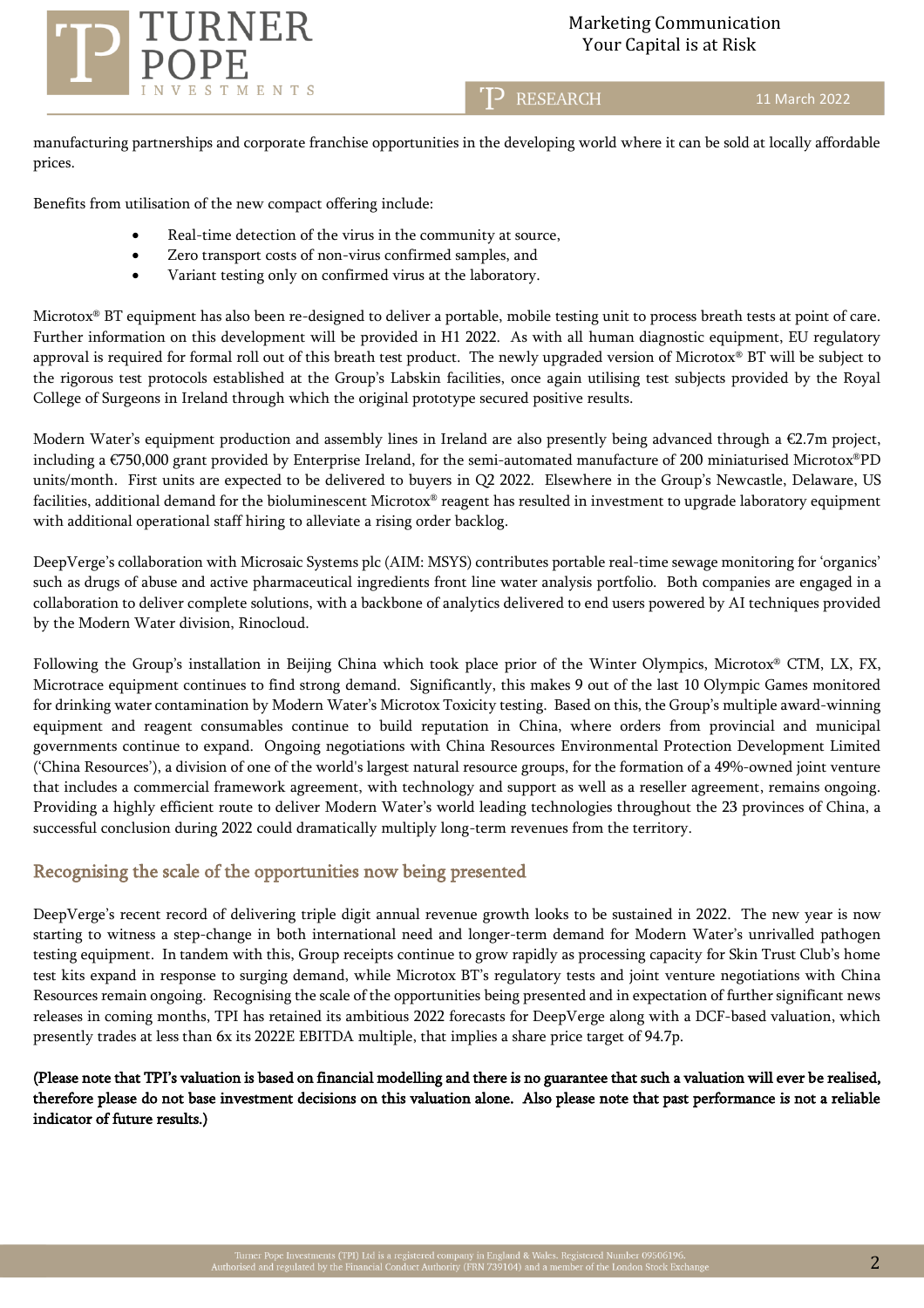manufacturing partnerships and corporate franchise opportunities in the developing world where it can be sold at locally affordable prices.

Benefits from utilisation of the new compact offering include:

- Real-time detection of the virus in the community at source,
- Zero transport costs of non-virus confirmed samples, and
- Variant testing only on confirmed virus at the laboratory.

Microtox® BT equipment has also been re-designed to deliver a portable, mobile testing unit to process breath tests at point of care. Further information on this development will be provided in H1 2022. As with all human diagnostic equipment, EU regulatory approval is required for formal roll out of this breath test product. The newly upgraded version of Microtox® BT will be subject to the rigorous test protocols established at the Group's Labskin facilities, once again utilising test subjects provided by the Royal College of Surgeons in Ireland through which the original prototype secured positive results.

Modern Water's equipment production and assembly lines in Ireland are also presently being advanced through a €2.7m project, including a €750,000 grant provided by Enterprise Ireland, for the semi-automated manufacture of 200 miniaturised Microtox®PD units/month. First units are expected to be delivered to buyers in Q2 2022. Elsewhere in the Group's Newcastle, Delaware, US facilities, additional demand for the bioluminescent Microtox® reagent has resulted in investment to upgrade laboratory equipment with additional operational staff hiring to alleviate a rising order backlog.

DeepVerge's collaboration with Microsaic Systems plc (AIM: MSYS) contributes portable real-time sewage monitoring for 'organics' such as drugs of abuse and active pharmaceutical ingredients front line water analysis portfolio. Both companies are engaged in a collaboration to deliver complete solutions, with a backbone of analytics delivered to end users powered by AI techniques provided by the Modern Water division, Rinocloud.

Following the Group's installation in Beijing China which took place prior of the Winter Olympics, Microtox® CTM, LX, FX, Microtrace equipment continues to find strong demand. Significantly, this makes 9 out of the last 10 Olympic Games monitored for drinking water contamination by Modern Water's Microtox Toxicity testing. Based on this, the Group's multiple award-winning equipment and reagent consumables continue to build reputation in China, where orders from provincial and municipal governments continue to expand. Ongoing negotiations with China Resources Environmental Protection Development Limited ('China Resources'), a division of one of the world's largest natural resource groups, for the formation of a 49%-owned joint venture that includes a commercial framework agreement, with technology and support as well as a reseller agreement, remains ongoing. Providing a highly efficient route to deliver Modern Water's world leading technologies throughout the 23 provinces of China, a successful conclusion during 2022 could dramatically multiply long-term revenues from the territory.

## Recognising the scale of the opportunities now being presented

DeepVerge's recent record of delivering triple digit annual revenue growth looks to be sustained in 2022. The new year is now starting to witness a step-change in both international need and longer-term demand for Modern Water's unrivalled pathogen testing equipment. In tandem with this, Group receipts continue to grow rapidly as processing capacity for Skin Trust Club's home test kits expand in response to surging demand, while Microtox BT's regulatory tests and joint venture negotiations with China Resources remain ongoing. Recognising the scale of the opportunities being presented and in expectation of further significant news releases in coming months, TPI has retained its ambitious 2022 forecasts for DeepVerge along with a DCF-based valuation, which presently trades at less than 6x its 2022E EBITDA multiple, that implies a share price target of 94.7p.

**(Please note that TPI's valuation is based on financial modelling and there is no guarantee that such a valuation will ever be realised, therefore please do not base investment decisions on this valuation alone. Also please note that past performance is not a reliable indicator of future results.)**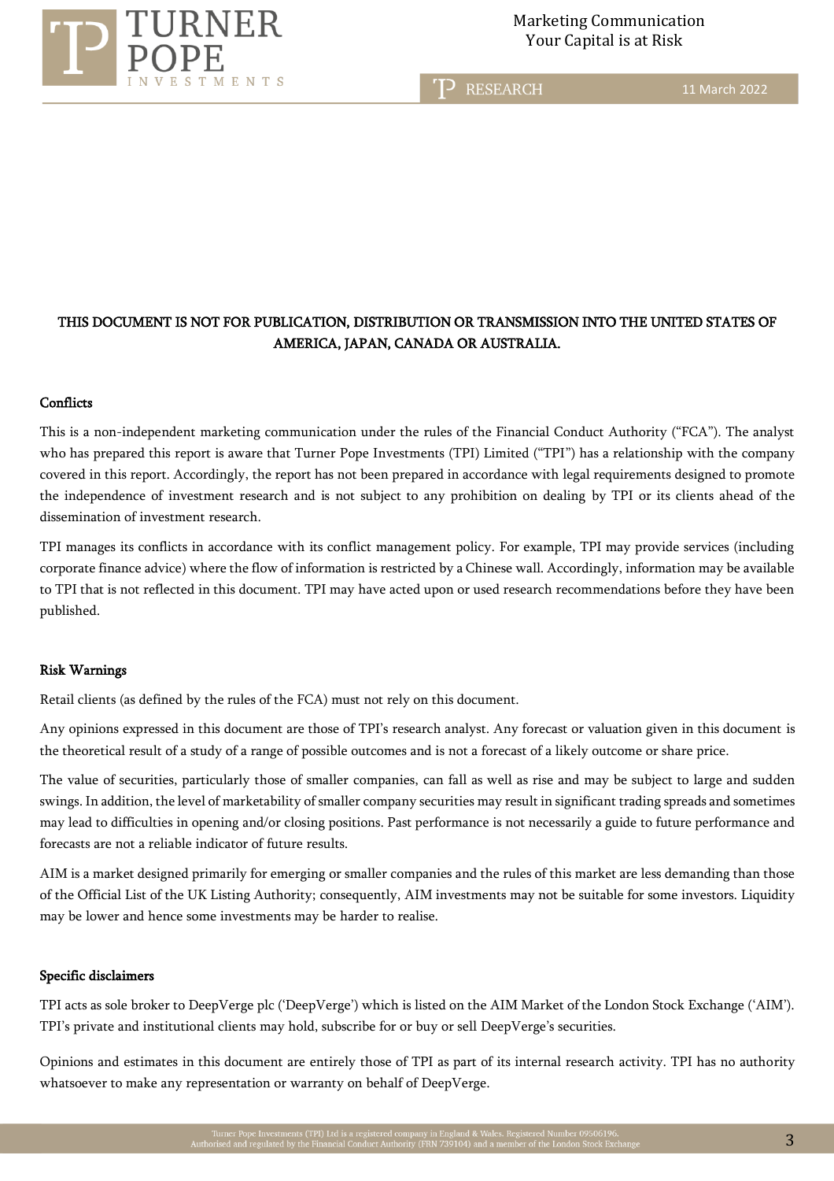THIS DOCUMENT IS NOT FOR PUBLICATION, DISTRIBUTION OR TRANSMISSION INTO THE UNITED STATES OF AMERICA, JAPAN, CANADA OR AUSTRALIA.

**Conflicts**

This is a non-independent marketing communication under the rules of the Financial Conduct Authority ("FCA"). The analyst who has prepared this report is aware that Turner Pope Investments (TPI) Limited ("TPI") has a relationship with the company covered in this report. Accordingly, the report has not been prepared in accordance with legal requirements designed to promote the independence of investment research and is not subject to any prohibition on dealing by TPI or its clients ahead of the dissemination of investment research.

TPI manages its conflicts in accordance with its conflict management policy. For example, TPI may provide services (including corporate finance advice) where the flow of information is restricted by a Chinese wall. Accordingly, information may be available to TPI that is not reflected in this document. TPI may have acted upon or used research recommendations before they have been published.

**Risk Warnings**

Retail clients (as defined by the rules of the FCA) must not rely on this document.

Any opinions expressed in this document are those of TPI's research analyst. Any forecast or valuation given in this document is the theoretical result of a study of a range of possible outcomes and is not a forecast of a likely outcome or share price.

The value of securities, particularly those of smaller companies, can fall as well as rise and may be subject to large and sudden swings. In addition, the level of marketability of smaller company securities may result in significant trading spreads and sometimes may lead to difficulties in opening and/or closing positions. Past performance is not necessarily a guide to future performance and forecasts are not a reliable indicator of future results.

AIM is a market designed primarily for emerging or smaller companies and the rules of this market are less demanding than those of the Official List of the UK Listing Authority; consequently, AIM investments may not be suitable for some investors. Liquidity may be lower and hence some investments may be harder to realise.

**Specific disclaimers**

TPI acts as sole broker to DeepVerge plc ('DeepVerge') which is listed on the AIM Market of the London Stock Exchange ('AIM'). TPI's private and institutional clients may hold, subscribe for or buy or sell DeepVerge's securities.

Opinions and estimates in this document are entirely those of TPI as part of its internal research activity. TPI has no authority whatsoever to make any representation or warranty on behalf of DeepVerge.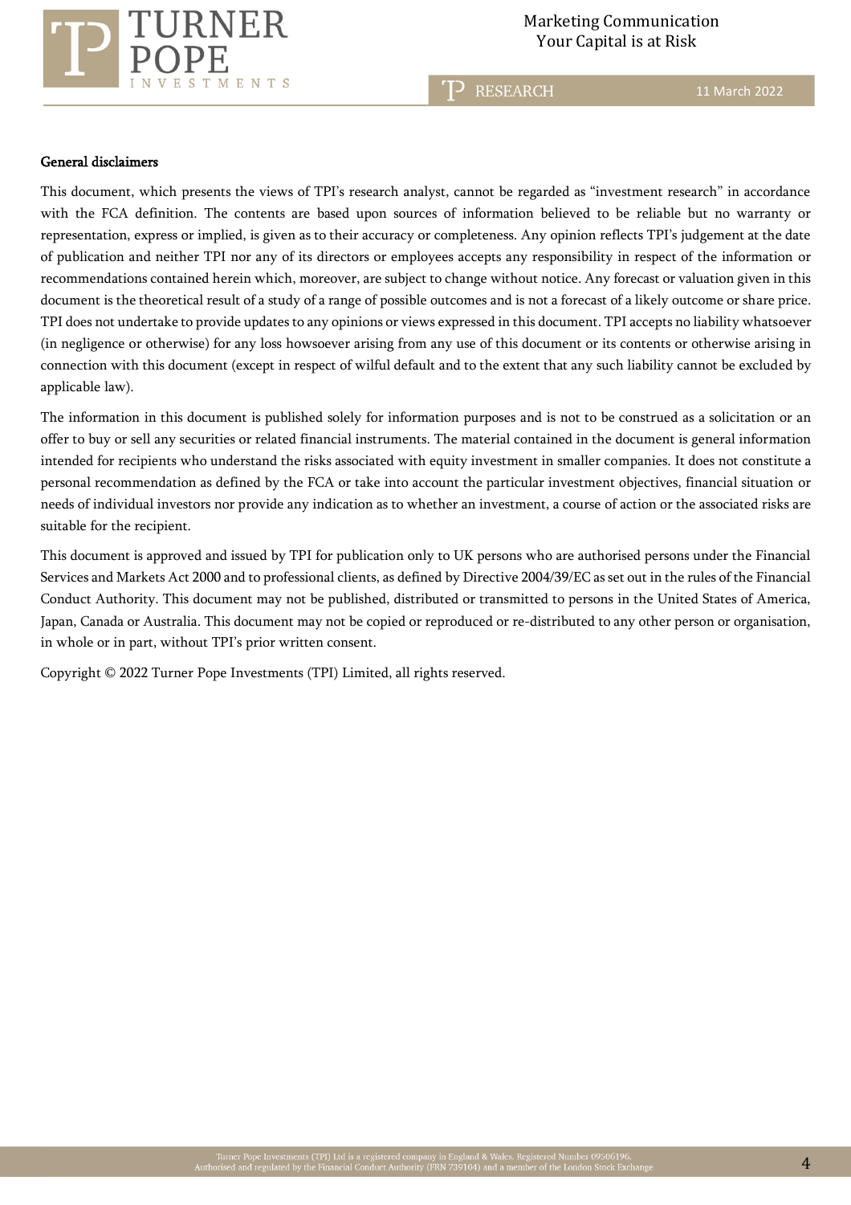## General disclaimers

This document, which presents the views of TPI's research analyst, cannot be regarded as "investment research" in accordance with the FCA definition. The contents are based upon sources of information believed to be reliable but no warranty or representation, express or implied, is given as to their accuracy or completeness. Any opinion reflects TPI's judgement at the date of publication and neither TPI nor any of its directors or employees accepts any responsibility in respect of the information or recommendations contained herein which, moreover, are subject to change without notice. Any forecast or valuation given in this document is the theoretical result of a study of a range of possible outcomes and is not a forecast of a likely outcome or share price. TPI does not undertake to provide updates to any opinions or views expressed in this document. TPI accepts no liability whatsoever (in negligence or otherwise) for any loss howsoever arising from any use of this document or its contents or otherwise arising in connection with this document (except in respect of wilful default and to the extent that any such liability cannot be excluded by applicable law).

The information in this document is published solely for information purposes and is not to be construed as a solicitation or an offer to buy or sell any securities or related financial instruments. The material contained in the document is general information intended for recipients who understand the risks associated with equity investment in smaller companies. It does not constitute a personal recommendation as defined by the FCA or take into account the particular investment objectives, financial situation or needs of individual investors nor provide any indication as to whether an investment, a course of action or the associated risks are suitable for the recipient.

This document is approved and issued by TPI for publication only to UK persons who are authorised persons under the Financial Services and Markets Act 2000 and to professional clients, as defined by Directive 2004/39/EC as set out in the rules of the Financial Conduct Authority. This document may not be published, distributed or transmitted to persons in the United States of America, Japan, Canada or Australia. This document may not be copied or reproduced or re-distributed to any other person or organisation, in whole or in part, without TPI's prior written consent.

Copyright © 2022 Turner Pope Investments (TPI) Limited, all rights reserved.